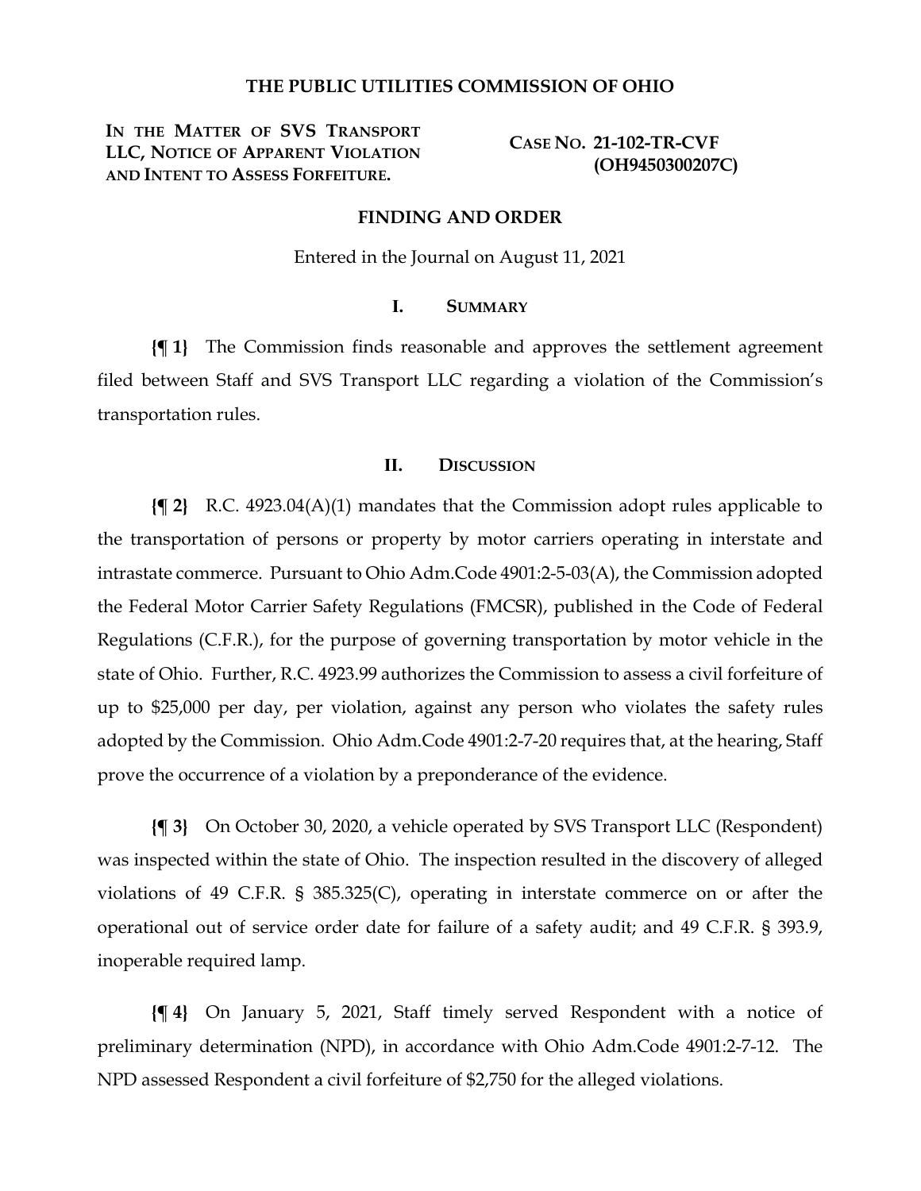# THE PUBLIC UTILITIES COMMISSION OF OHIO

**IN THE MATTER OF SVS TRANSPORT LLC, NOTICE OF APPARENT VIOLATION AND INTENT TO ASSESS FORFEITURE.**

**CASE NO. 21-102-TR-CVF (OH9450300207C)**

## FINDING AND ORDER

Entered in the Journal on August 11, 2021

### I. SUMMARY

**{¶ 1}** The Commission finds reasonable and approves the settlement agreement filed between Staff and SVS Transport LLC regarding a violation of the Commission's transportation rules.

### II. DISCUSSION

**{¶ 2}** R.C. 4923.04(A)(1) mandates that the Commission adopt rules applicable to the transportation of persons or property by motor carriers operating in interstate and intrastate commerce. Pursuant to Ohio Adm.Code 4901:2-5-03(A), the Commission adopted the Federal Motor Carrier Safety Regulations (FMCSR), published in the Code of Federal Regulations (C.F.R.), for the purpose of governing transportation by motor vehicle in the state of Ohio. Further, R.C. 4923.99 authorizes the Commission to assess a civil forfeiture of up to $25,000 per day, per violation, against any person who violates the safety rules adopted by the Commission. Ohio Adm.Code 4901:2-7-20 requires that, at the hearing, Staff prove the occurrence of a violation by a preponderance of the evidence.

**{¶ 3}** On October 30, 2020, a vehicle operated by SVS Transport LLC (Respondent) was inspected within the state of Ohio. The inspection resulted in the discovery of alleged violations of 49 C.F.R. § 385.325(C), operating in interstate commerce on or after the operational out of service order date for failure of a safety audit; and 49 C.F.R. § 393.9, inoperable required lamp.

**{¶ 4}** On January 5, 2021, Staff timely served Respondent with a notice of preliminary determination (NPD), in accordance with Ohio Adm.Code 4901:2-7-12. The NPD assessed Respondent a civil forfeiture of $2,750 for the alleged violations.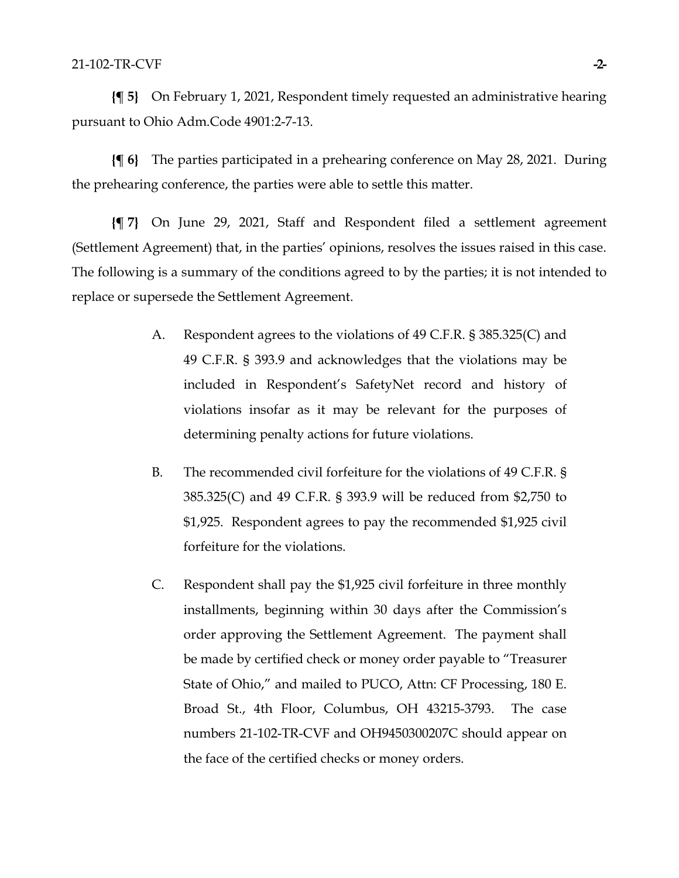**{¶ 5}** On February 1, 2021, Respondent timely requested an administrative hearing pursuant to Ohio Adm.Code 4901:2-7-13.

**{¶ 6}** The parties participated in a prehearing conference on May 28, 2021. During the prehearing conference, the parties were able to settle this matter.

**{¶ 7}** On June 29, 2021, Staff and Respondent filed a settlement agreement (Settlement Agreement) that, in the parties' opinions, resolves the issues raised in this case. The following is a summary of the conditions agreed to by the parties; it is not intended to replace or supersede the Settlement Agreement.

A. Respondent agrees to the violations of 49 C.F.R. § 385.325(C) and 49 C.F.R. § 393.9 and acknowledges that the violations may be included in Respondent's SafetyNet record and history of violations insofar as it may be relevant for the purposes of determining penalty actions for future violations.

B. The recommended civil forfeiture for the violations of 49 C.F.R. § 385.325(C) and 49 C.F.R. § 393.9 will be reduced from $2,750 to $1,925. Respondent agrees to pay the recommended $1,925 civil forfeiture for the violations.

C. Respondent shall pay the $1,925 civil forfeiture in three monthly installments, beginning within 30 days after the Commission's order approving the Settlement Agreement. The payment shall be made by certified check or money order payable to "Treasurer State of Ohio," and mailed to PUCO, Attn: CF Processing, 180 E. Broad St., 4th Floor, Columbus, OH 43215-3793. The case numbers 21-102-TR-CVF and OH9450300207C should appear on the face of the certified checks or money orders.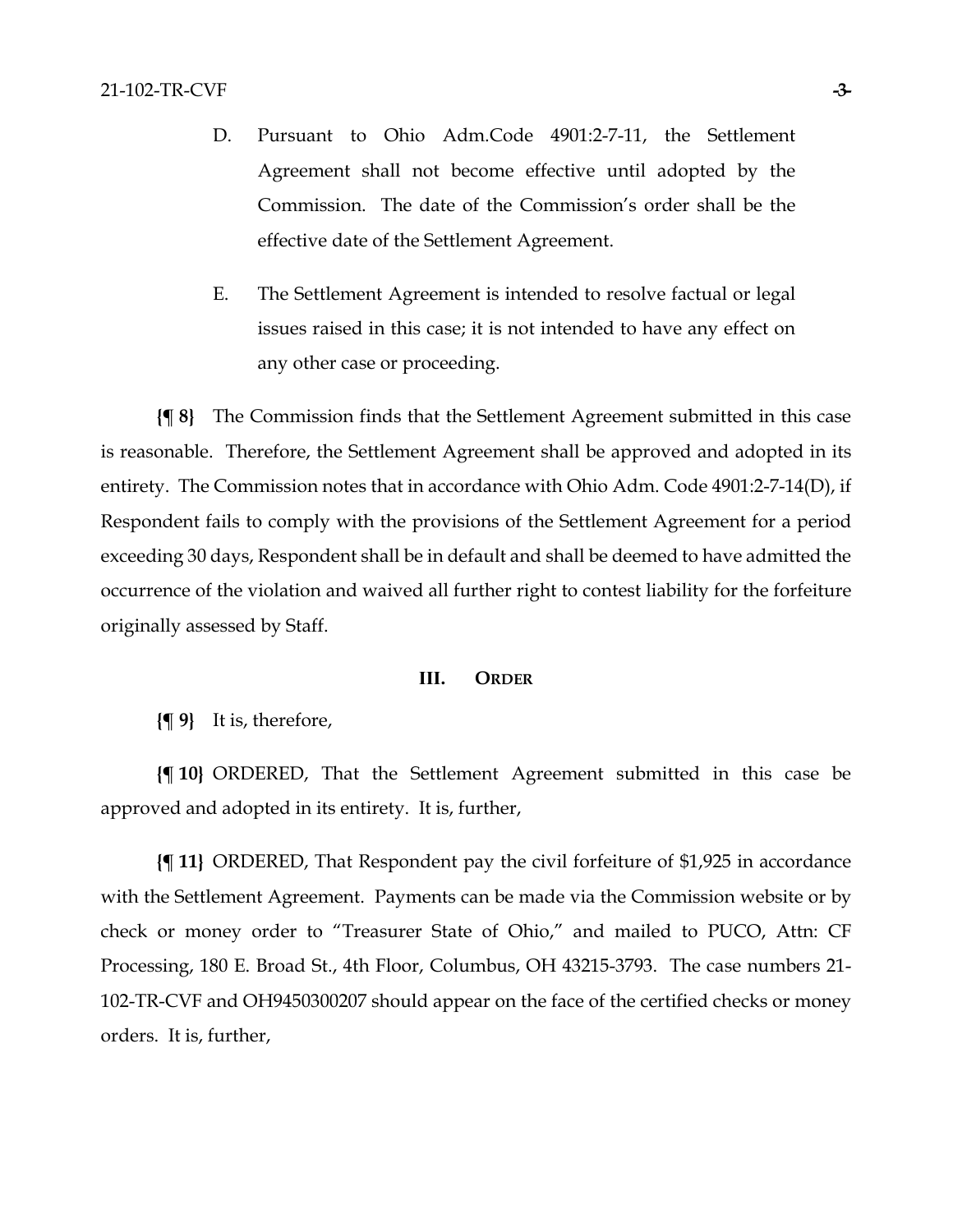D. Pursuant to Ohio Adm.Code 4901:2-7-11, the Settlement Agreement shall not become effective until adopted by the Commission. The date of the Commission's order shall be the effective date of the Settlement Agreement.

E. The Settlement Agreement is intended to resolve factual or legal issues raised in this case; it is not intended to have any effect on any other case or proceeding.

**{¶ 8}** The Commission finds that the Settlement Agreement submitted in this case is reasonable. Therefore, the Settlement Agreement shall be approved and adopted in its entirety. The Commission notes that in accordance with Ohio Adm. Code 4901:2-7-14(D), if Respondent fails to comply with the provisions of the Settlement Agreement for a period exceeding 30 days, Respondent shall be in default and shall be deemed to have admitted the occurrence of the violation and waived all further right to contest liability for the forfeiture originally assessed by Staff.

## III. Order

**{¶ 9}** It is, therefore,

**{¶ 10}** ORDERED, That the Settlement Agreement submitted in this case be approved and adopted in its entirety. It is, further,

**{¶ 11}** ORDERED, That Respondent pay the civil forfeiture of $1,925 in accordance with the Settlement Agreement. Payments can be made via the Commission website or by check or money order to "Treasurer State of Ohio," and mailed to PUCO, Attn: CF Processing, 180 E. Broad St., 4th Floor, Columbus, OH 43215-3793. The case numbers 21-102-TR-CVF and OH9450300207 should appear on the face of the certified checks or money orders. It is, further,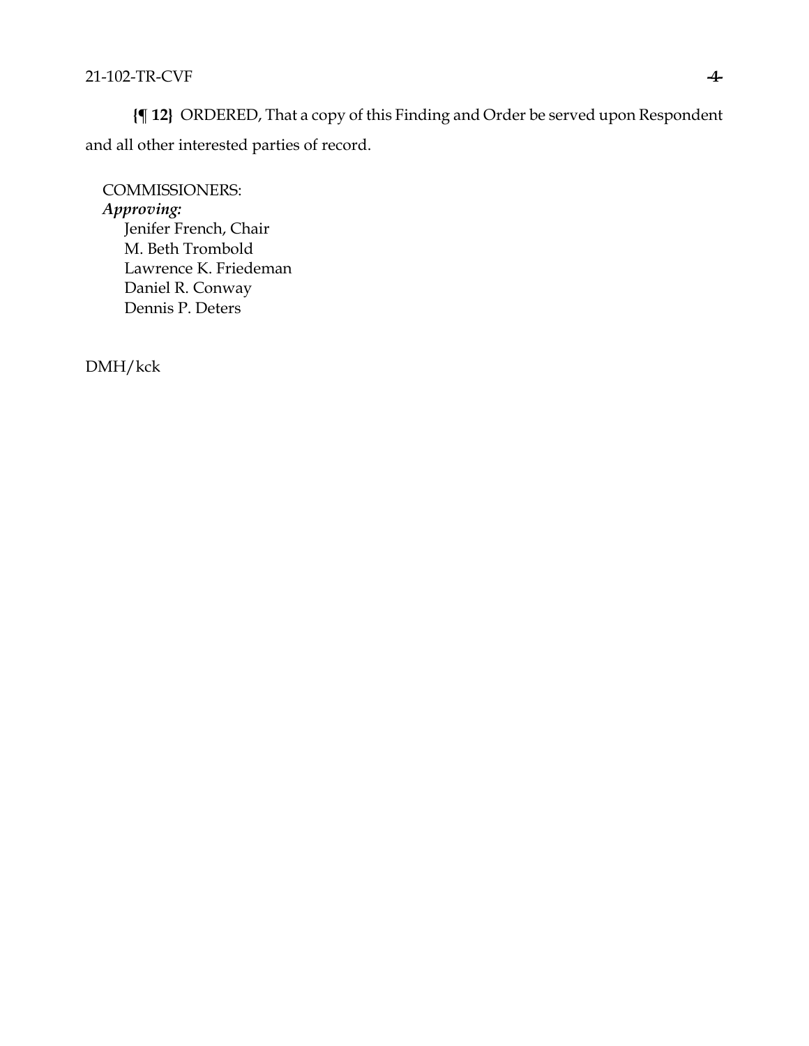**{¶ 12}** ORDERED, That a copy of this Finding and Order be served upon Respondent and all other interested parties of record.

COMMISSIONERS:
***Approving:***
Jenifer French, Chair
M. Beth Trombold
Lawrence K. Friedeman
Daniel R. Conway
Dennis P. Deters

DMH/kck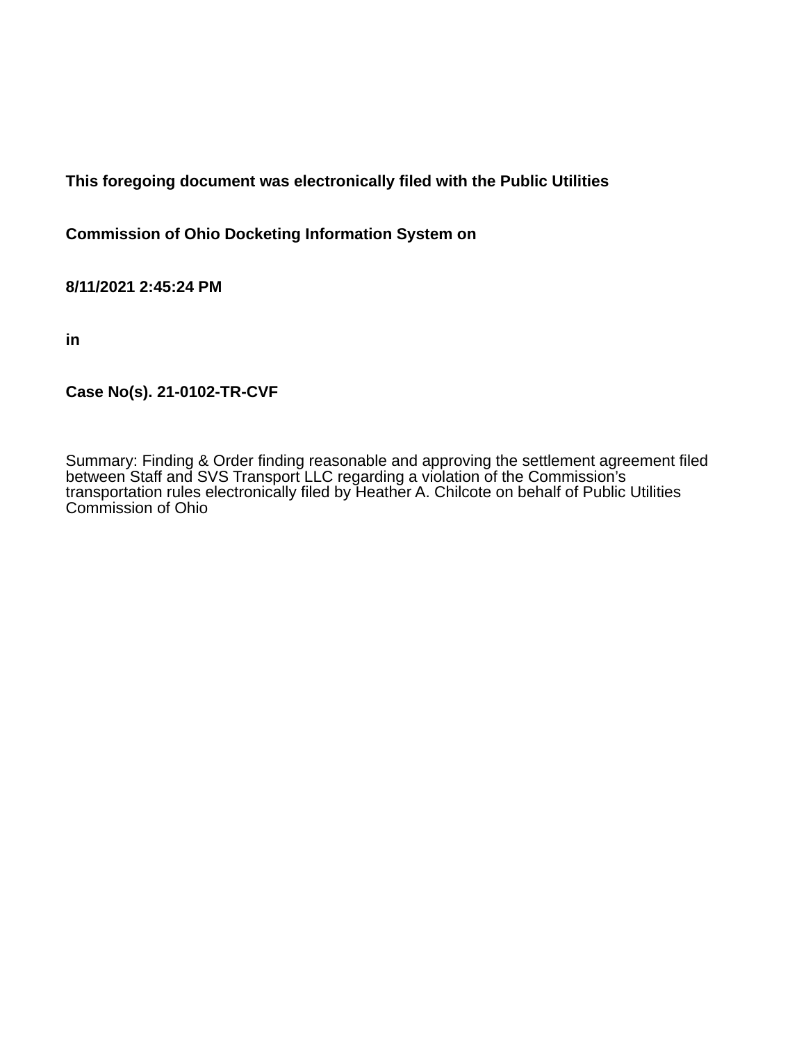**This foregoing document was electronically filed with the Public Utilities**

**Commission of Ohio Docketing Information System on**

**8/11/2021 2:45:24 PM**

**in**

**Case No(s). 21-0102-TR-CVF**

Summary: Finding & Order finding reasonable and approving the settlement agreement filed between Staff and SVS Transport LLC regarding a violation of the Commission's transportation rules electronically filed by Heather A. Chilcote on behalf of Public Utilities Commission of Ohio